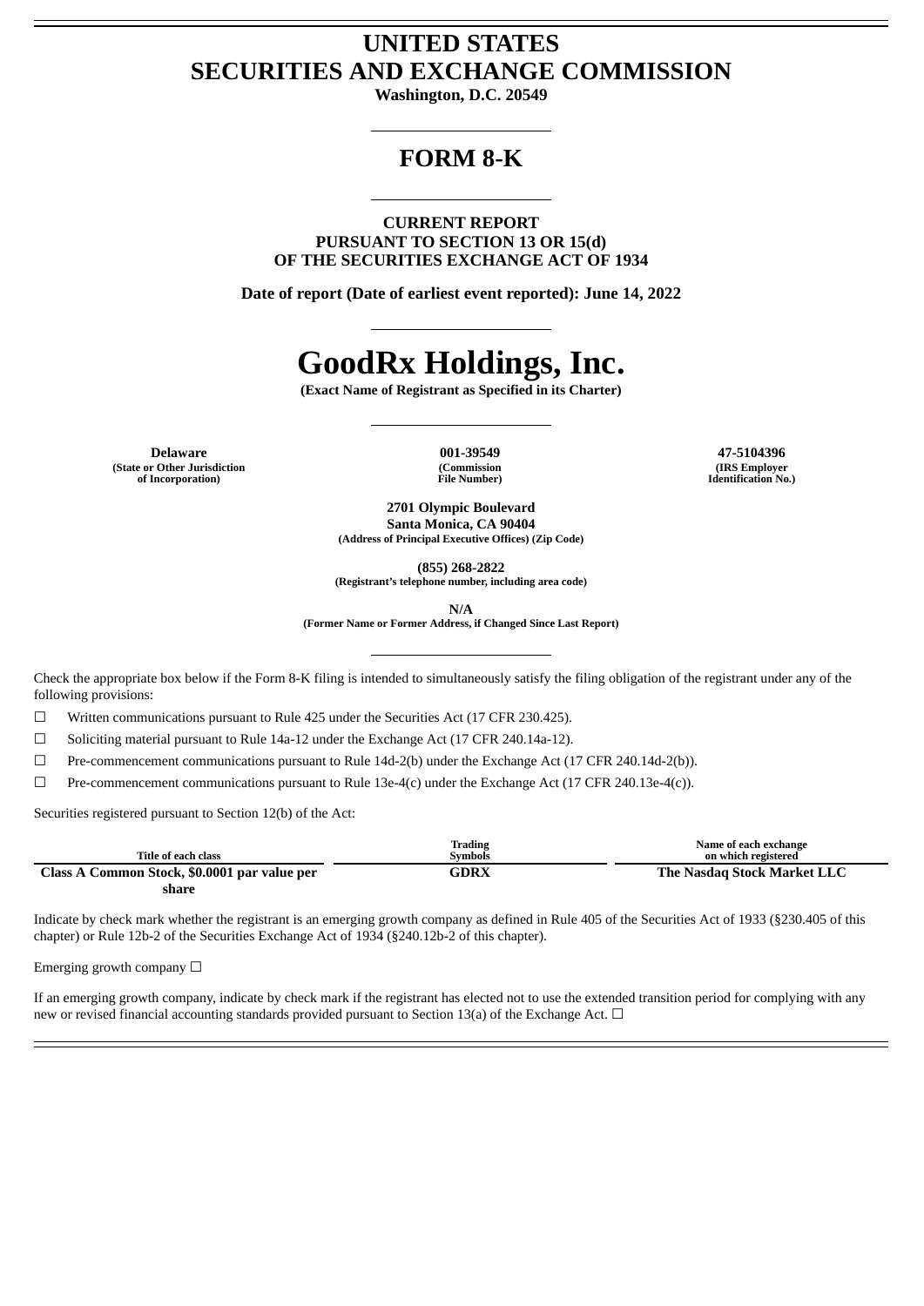# UNITED STATES
# SECURITIES AND EXCHANGE COMMISSION

**Washington, D.C. 20549**

---

## FORM 8-K

---

**CURRENT REPORT**
**PURSUANT TO SECTION 13 OR 15(d)**
**OF THE SECURITIES EXCHANGE ACT OF 1934**

**Date of report (Date of earliest event reported): June 14, 2022**

---

# GoodRx Holdings, Inc.

**(Exact Name of Registrant as Specified in its Charter)**

---

| Delaware | 001-39549 | 47-5104396 |
|---|---|---|
| (State or Other Jurisdiction of Incorporation) | (Commission File Number) | (IRS Employer Identification No.) |

**2701 Olympic Boulevard**
**Santa Monica, CA 90404**
**(Address of Principal Executive Offices) (Zip Code)**

**(855) 268-2822**
**(Registrant's telephone number, including area code)**

**N/A**
**(Former Name or Former Address, if Changed Since Last Report)**

---

Check the appropriate box below if the Form 8-K filing is intended to simultaneously satisfy the filing obligation of the registrant under any of the following provisions:

☐ Written communications pursuant to Rule 425 under the Securities Act (17 CFR 230.425).

☐ Soliciting material pursuant to Rule 14a-12 under the Exchange Act (17 CFR 240.14a-12).

☐ Pre-commencement communications pursuant to Rule 14d-2(b) under the Exchange Act (17 CFR 240.14d-2(b)).

☐ Pre-commencement communications pursuant to Rule 13e-4(c) under the Exchange Act (17 CFR 240.13e-4(c)).

Securities registered pursuant to Section 12(b) of the Act:

| Title of each class | Trading Symbols | Name of each exchange on which registered |
|---|---|---|
| **Class A Common Stock, $0.0001 par value per share** | **GDRX** | **The Nasdaq Stock Market LLC** |

Indicate by check mark whether the registrant is an emerging growth company as defined in Rule 405 of the Securities Act of 1933 (§230.405 of this chapter) or Rule 12b-2 of the Securities Exchange Act of 1934 (§240.12b-2 of this chapter).

Emerging growth company ☐

If an emerging growth company, indicate by check mark if the registrant has elected not to use the extended transition period for complying with any new or revised financial accounting standards provided pursuant to Section 13(a) of the Exchange Act. ☐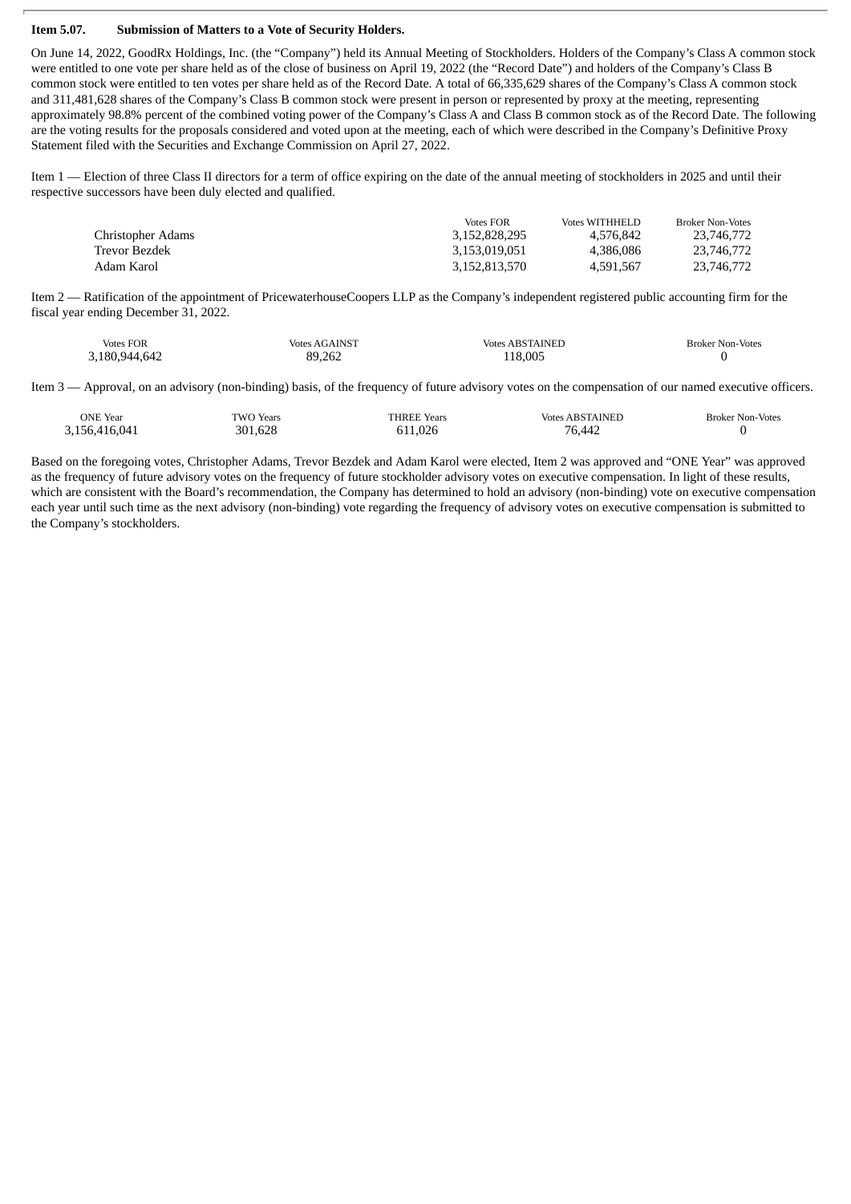**Item 5.07. Submission of Matters to a Vote of Security Holders.**

On June 14, 2022, GoodRx Holdings, Inc. (the "Company") held its Annual Meeting of Stockholders. Holders of the Company's Class A common stock were entitled to one vote per share held as of the close of business on April 19, 2022 (the "Record Date") and holders of the Company's Class B common stock were entitled to ten votes per share held as of the Record Date. A total of 66,335,629 shares of the Company's Class A common stock and 311,481,628 shares of the Company's Class B common stock were present in person or represented by proxy at the meeting, representing approximately 98.8% percent of the combined voting power of the Company's Class A and Class B common stock as of the Record Date. The following are the voting results for the proposals considered and voted upon at the meeting, each of which were described in the Company's Definitive Proxy Statement filed with the Securities and Exchange Commission on April 27, 2022.

Item 1 — Election of three Class II directors for a term of office expiring on the date of the annual meeting of stockholders in 2025 and until their respective successors have been duly elected and qualified.

| | Votes FOR | Votes WITHHELD | Broker Non-Votes |
|---|---|---|---|
| Christopher Adams | 3,152,828,295 | 4,576,842 | 23,746,772 |
| Trevor Bezdek | 3,153,019,051 | 4,386,086 | 23,746,772 |
| Adam Karol | 3,152,813,570 | 4,591,567 | 23,746,772 |

Item 2 — Ratification of the appointment of PricewaterhouseCoopers LLP as the Company's independent registered public accounting firm for the fiscal year ending December 31, 2022.

| Votes FOR | Votes AGAINST | Votes ABSTAINED | Broker Non-Votes |
|---|---|---|---|
| 3,180,944,642 | 89,262 | 118,005 | 0 |

Item 3 — Approval, on an advisory (non-binding) basis, of the frequency of future advisory votes on the compensation of our named executive officers.

| ONE Year | TWO Years | THREE Years | Votes ABSTAINED | Broker Non-Votes |
|---|---|---|---|---|
| 3,156,416,041 | 301,628 | 611,026 | 76,442 | 0 |

Based on the foregoing votes, Christopher Adams, Trevor Bezdek and Adam Karol were elected, Item 2 was approved and "ONE Year" was approved as the frequency of future advisory votes on the frequency of future stockholder advisory votes on executive compensation. In light of these results, which are consistent with the Board's recommendation, the Company has determined to hold an advisory (non-binding) vote on executive compensation each year until such time as the next advisory (non-binding) vote regarding the frequency of advisory votes on executive compensation is submitted to the Company's stockholders.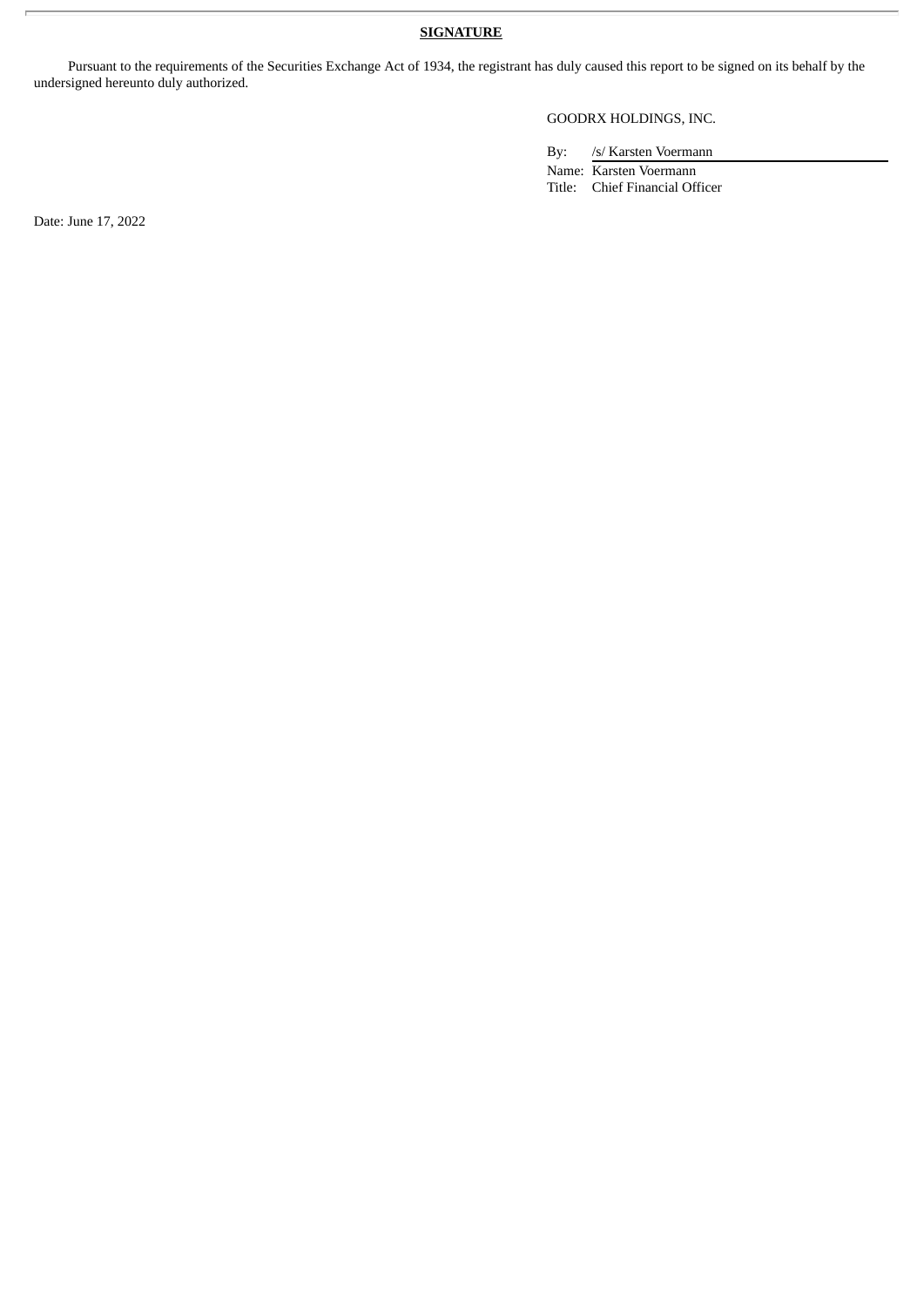**SIGNATURE**

Pursuant to the requirements of the Securities Exchange Act of 1934, the registrant has duly caused this report to be signed on its behalf by the undersigned hereunto duly authorized.

GOODRX HOLDINGS, INC.

By: /s/ Karsten Voermann

Name: Karsten Voermann

Title: Chief Financial Officer

Date: June 17, 2022